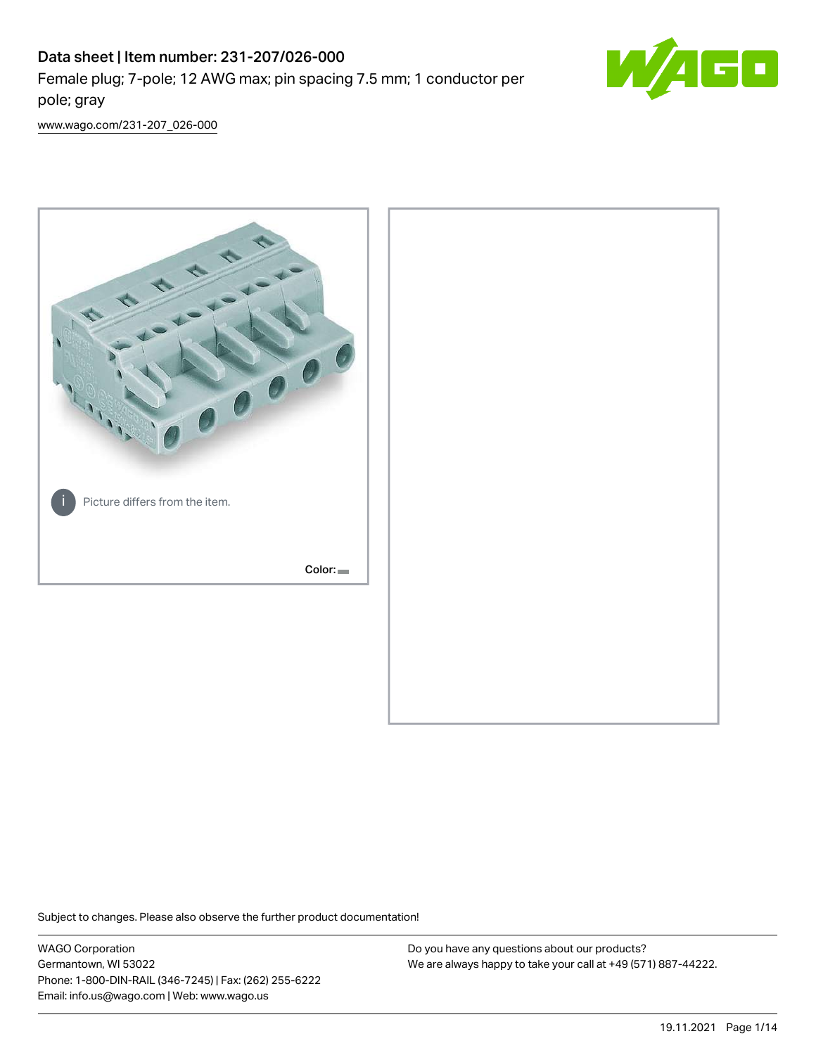# Data sheet | Item number: 231-207/026-000

Female plug; 7-pole; 12 AWG max; pin spacing 7.5 mm; 1 conductor per pole; gray

www.wago.com/231-207_026-000

Picture differs from the item.

Color:

Subject to changes. Please also observe the further product documentation!

WAGO Corporation
Germantown, WI 53022
Phone: 1-800-DIN-RAIL (346-7245) | Fax: (262) 255-6222
Email: info.us@wago.com | Web: www.wago.us

Do you have any questions about our products?
We are always happy to take your call at +49 (571) 887-44222.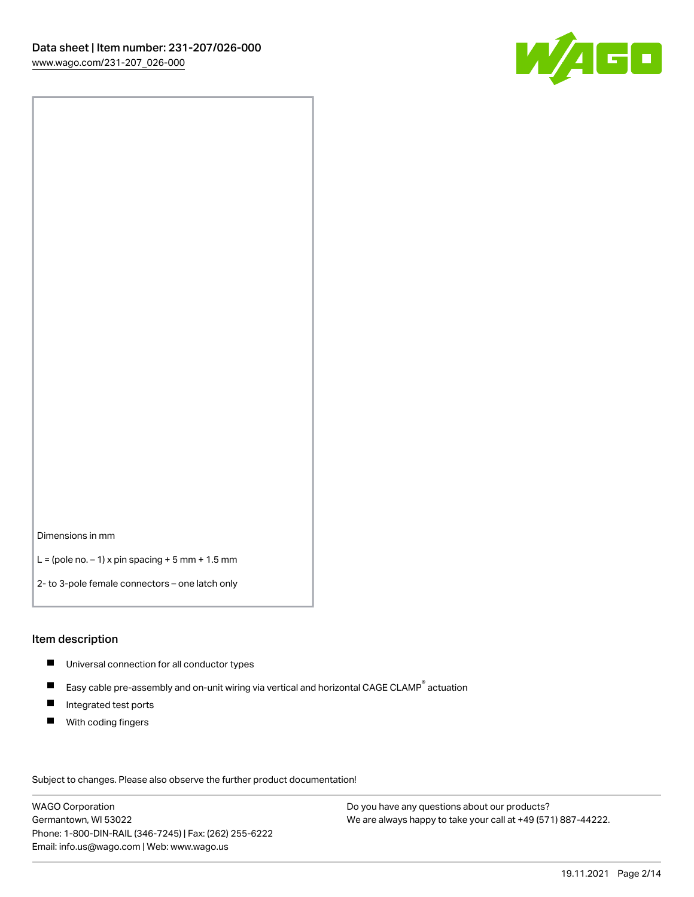Dimensions in mm

L = (pole no. – 1) x pin spacing + 5 mm + 1.5 mm

2- to 3-pole female connectors – one latch only

## Item description

- Universal connection for all conductor types
- Easy cable pre-assembly and on-unit wiring via vertical and horizontal CAGE CLAMP® actuation
- Integrated test ports
- With coding fingers

Subject to changes. Please also observe the further product documentation!

WAGO Corporation
Germantown, WI 53022
Phone: 1-800-DIN-RAIL (346-7245) | Fax: (262) 255-6222
Email: info.us@wago.com | Web: www.wago.us

Do you have any questions about our products?
We are always happy to take your call at +49 (571) 887-44222.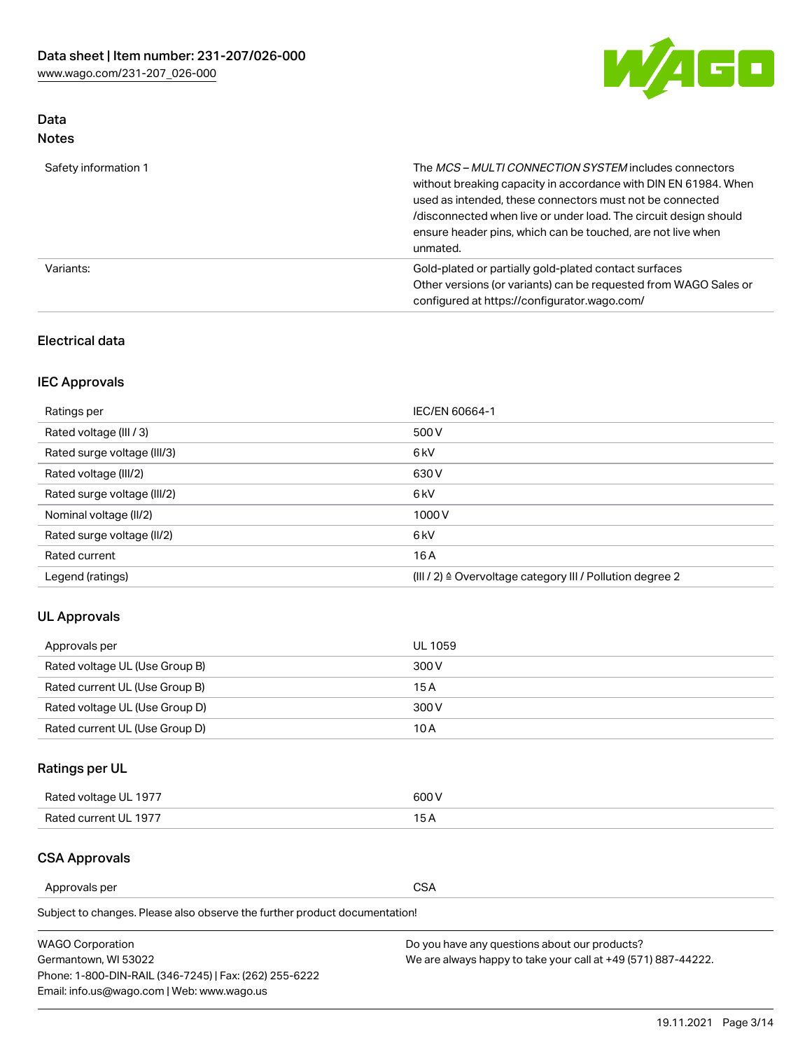## Data

### Notes

| | |
|---|---|
| Safety information 1 | The *MCS – MULTI CONNECTION SYSTEM* includes connectors without breaking capacity in accordance with DIN EN 61984. When used as intended, these connectors must not be connected /disconnected when live or under load. The circuit design should ensure header pins, which can be touched, are not live when unmated. |
| Variants: | Gold-plated or partially gold-plated contact surfaces<br>Other versions (or variants) can be requested from WAGO Sales or configured at https://configurator.wago.com/ |

### Electrical data

### IEC Approvals

| | |
|---|---|
| Ratings per | IEC/EN 60664-1 |
| Rated voltage (III / 3) | 500 V |
| Rated surge voltage (III/3) | 6 kV |
| Rated voltage (III/2) | 630 V |
| Rated surge voltage (III/2) | 6 kV |
| Nominal voltage (II/2) | 1000 V |
| Rated surge voltage (II/2) | 6 kV |
| Rated current | 16 A |
| Legend (ratings) | (III / 2) ≙ Overvoltage category III / Pollution degree 2 |

### UL Approvals

| | |
|---|---|
| Approvals per | UL 1059 |
| Rated voltage UL (Use Group B) | 300 V |
| Rated current UL (Use Group B) | 15 A |
| Rated voltage UL (Use Group D) | 300 V |
| Rated current UL (Use Group D) | 10 A |

### Ratings per UL

| | |
|---|---|
| Rated voltage UL 1977 | 600 V |
| Rated current UL 1977 | 15 A |

### CSA Approvals

| | |
|---|---|
| Approvals per | CSA |

Subject to changes. Please also observe the further product documentation!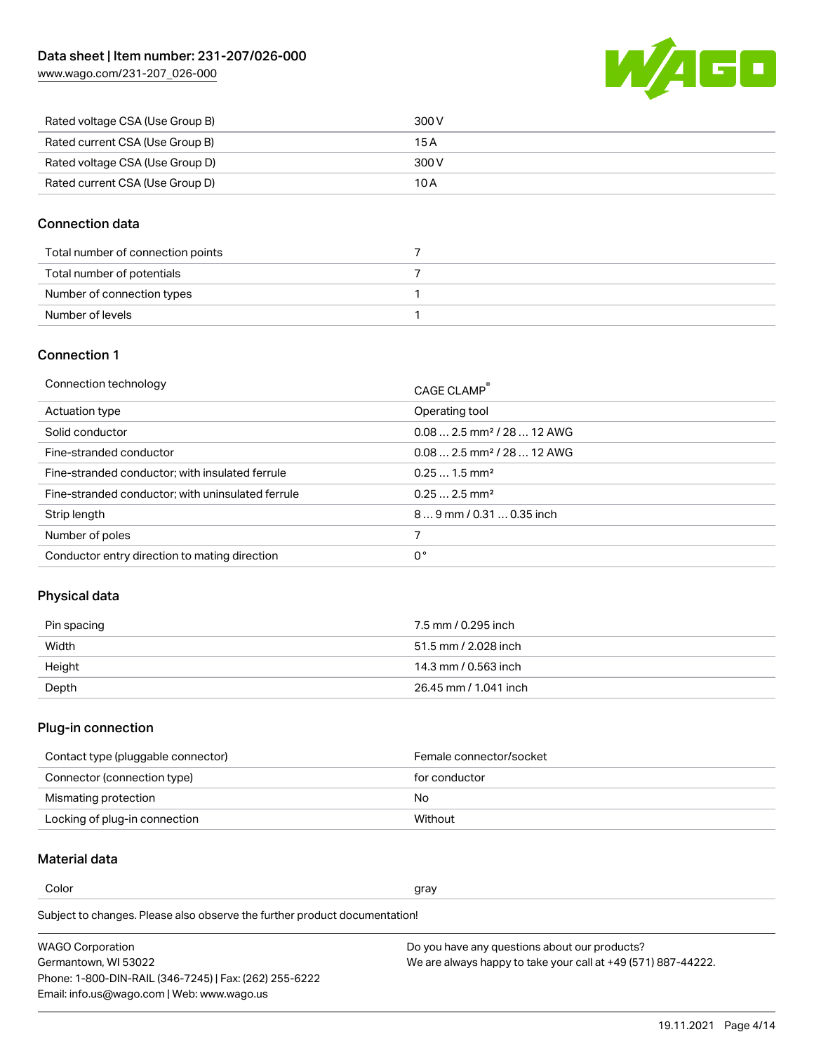| | |
|---|---|
| Rated voltage CSA (Use Group B) | 300 V |
| Rated current CSA (Use Group B) | 15 A |
| Rated voltage CSA (Use Group D) | 300 V |
| Rated current CSA (Use Group D) | 10 A |

## Connection data

| | |
|---|---|
| Total number of connection points | 7 |
| Total number of potentials | 7 |
| Number of connection types | 1 |
| Number of levels | 1 |

## Connection 1

| | |
|---|---|
| Connection technology | CAGE CLAMP® |
| Actuation type | Operating tool |
| Solid conductor | 0.08 … 2.5 mm² / 28 … 12 AWG |
| Fine-stranded conductor | 0.08 … 2.5 mm² / 28 … 12 AWG |
| Fine-stranded conductor; with insulated ferrule | 0.25 … 1.5 mm² |
| Fine-stranded conductor; with uninsulated ferrule | 0.25 … 2.5 mm² |
| Strip length | 8 … 9 mm / 0.31 … 0.35 inch |
| Number of poles | 7 |
| Conductor entry direction to mating direction | 0 ° |

## Physical data

| | |
|---|---|
| Pin spacing | 7.5 mm / 0.295 inch |
| Width | 51.5 mm / 2.028 inch |
| Height | 14.3 mm / 0.563 inch |
| Depth | 26.45 mm / 1.041 inch |

## Plug-in connection

| | |
|---|---|
| Contact type (pluggable connector) | Female connector/socket |
| Connector (connection type) | for conductor |
| Mismating protection | No |
| Locking of plug-in connection | Without |

## Material data

| | |
|---|---|
| Color | gray |

Subject to changes. Please also observe the further product documentation!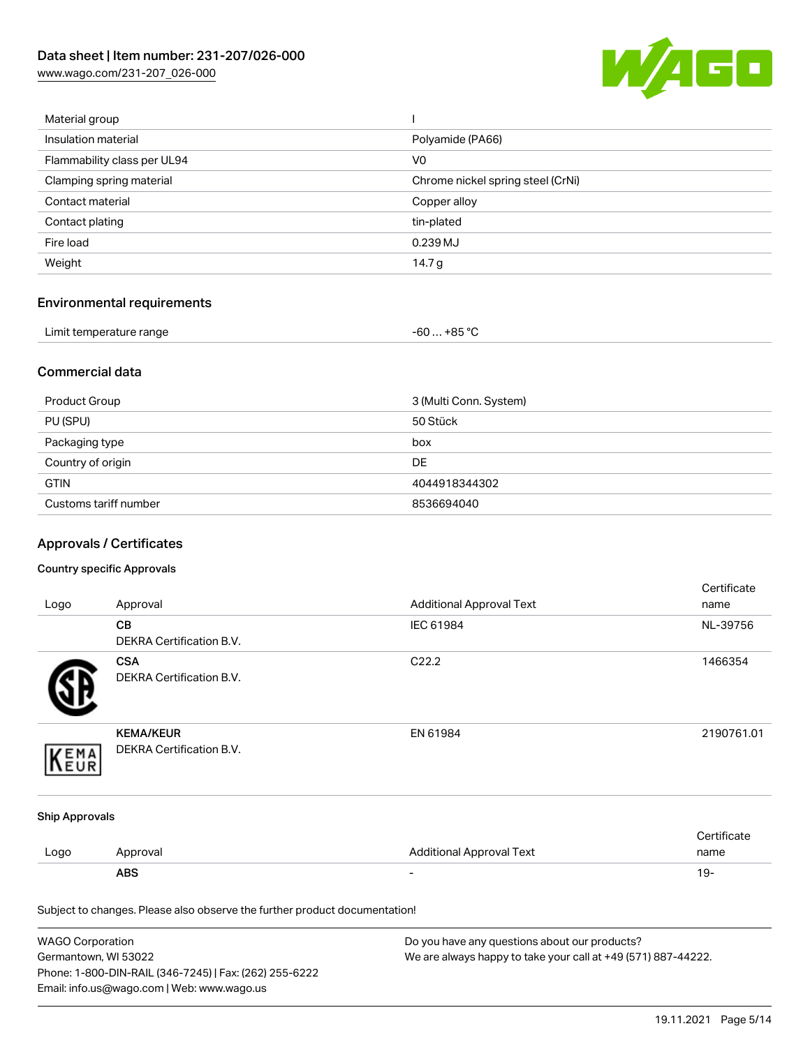| | |
|---|---|
| Material group | I |
| Insulation material | Polyamide (PA66) |
| Flammability class per UL94 | V0 |
| Clamping spring material | Chrome nickel spring steel (CrNi) |
| Contact material | Copper alloy |
| Contact plating | tin-plated |
| Fire load | 0.239 MJ |
| Weight | 14.7 g |

## Environmental requirements

| | |
|---|---|
| Limit temperature range | -60 … +85 °C |

## Commercial data

| | |
|---|---|
| Product Group | 3 (Multi Conn. System) |
| PU (SPU) | 50 Stück |
| Packaging type | box |
| Country of origin | DE |
| GTIN | 4044918344302 |
| Customs tariff number | 8536694040 |

## Approvals / Certificates

### Country specific Approvals

| Logo | Approval | Additional Approval Text | Certificate name |
|---|---|---|---|
| | **CB**<br>DEKRA Certification B.V. | IEC 61984 | NL-39756 |
| | **CSA**<br>DEKRA Certification B.V. | C22.2 | 1466354 |
| | **KEMA/KEUR**<br>DEKRA Certification B.V. | EN 61984 | 2190761.01 |

### Ship Approvals

| Logo | Approval | Additional Approval Text | Certificate name |
|---|---|---|---|
| | **ABS** | - | 19- |

Subject to changes. Please also observe the further product documentation!

WAGO Corporation
Germantown, WI 53022
Phone: 1-800-DIN-RAIL (346-7245) | Fax: (262) 255-6222
Email: info.us@wago.com | Web: www.wago.us

Do you have any questions about our products?
We are always happy to take your call at +49 (571) 887-44222.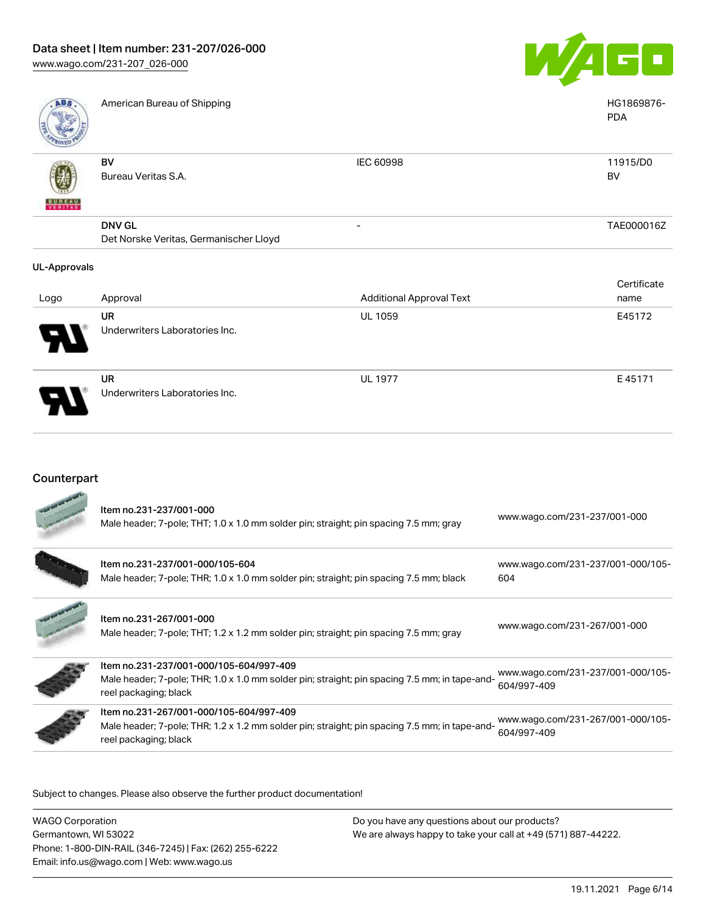| | | | |
|---|---|---|---|
| | American Bureau of Shipping | | HG1869876-PDA |
| | **BV** Bureau Veritas S.A. | IEC 60998 | 11915/D0 BV |
| | **DNV GL** Det Norske Veritas, Germanischer Lloyd | - | TAE000016Z |

**UL-Approvals**

| Logo | Approval | Additional Approval Text | Certificate name |
|---|---|---|---|
| | **UR** Underwriters Laboratories Inc. | UL 1059 | E45172 |
| | **UR** Underwriters Laboratories Inc. | UL 1977 | E 45171 |

## Counterpart

| | | |
|---|---|---|
| | **Item no.231-237/001-000** Male header; 7-pole; THT; 1.0 x 1.0 mm solder pin; straight; pin spacing 7.5 mm; gray | www.wago.com/231-237/001-000 |
| | **Item no.231-237/001-000/105-604** Male header; 7-pole; THR; 1.0 x 1.0 mm solder pin; straight; pin spacing 7.5 mm; black | www.wago.com/231-237/001-000/105-604 |
| | **Item no.231-267/001-000** Male header; 7-pole; THT; 1.2 x 1.2 mm solder pin; straight; pin spacing 7.5 mm; gray | www.wago.com/231-267/001-000 |
| | **Item no.231-237/001-000/105-604/997-409** Male header; 7-pole; THR; 1.0 x 1.0 mm solder pin; straight; pin spacing 7.5 mm; in tape-and-reel packaging; black | www.wago.com/231-237/001-000/105-604/997-409 |
| | **Item no.231-267/001-000/105-604/997-409** Male header; 7-pole; THR; 1.2 x 1.2 mm solder pin; straight; pin spacing 7.5 mm; in tape-and-reel packaging; black | www.wago.com/231-267/001-000/105-604/997-409 |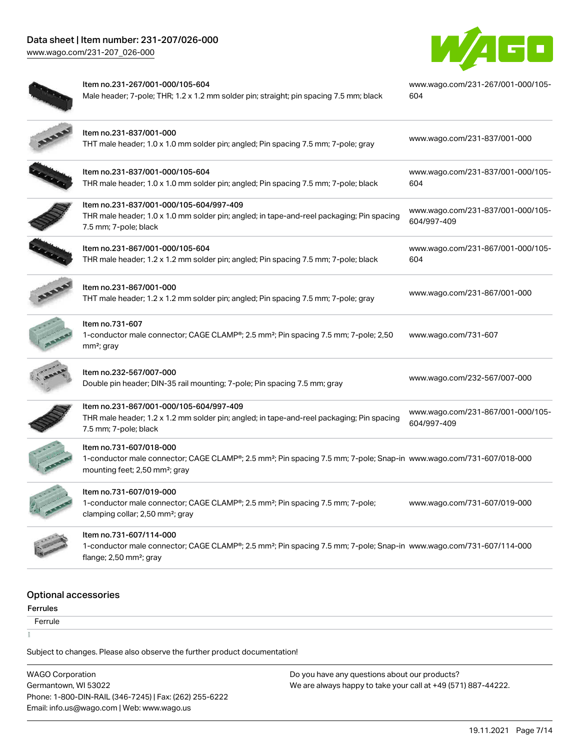| | | |
|---|---|---|
| | Item no.231-267/001-000/105-604<br>Male header; 7-pole; THR; 1.2 x 1.2 mm solder pin; straight; pin spacing 7.5 mm; black | www.wago.com/231-267/001-000/105-604 |
| | Item no.231-837/001-000<br>THT male header; 1.0 x 1.0 mm solder pin; angled; Pin spacing 7.5 mm; 7-pole; gray | www.wago.com/231-837/001-000 |
| | Item no.231-837/001-000/105-604<br>THR male header; 1.0 x 1.0 mm solder pin; angled; Pin spacing 7.5 mm; 7-pole; black | www.wago.com/231-837/001-000/105-604 |
| | Item no.231-837/001-000/105-604/997-409<br>THR male header; 1.0 x 1.0 mm solder pin; angled; in tape-and-reel packaging; Pin spacing 7.5 mm; 7-pole; black | www.wago.com/231-837/001-000/105-604/997-409 |
| | Item no.231-867/001-000/105-604<br>THR male header; 1.2 x 1.2 mm solder pin; angled; Pin spacing 7.5 mm; 7-pole; black | www.wago.com/231-867/001-000/105-604 |
| | Item no.231-867/001-000<br>THT male header; 1.2 x 1.2 mm solder pin; angled; Pin spacing 7.5 mm; 7-pole; gray | www.wago.com/231-867/001-000 |
| | Item no.731-607<br>1-conductor male connector; CAGE CLAMP®; 2.5 mm²; Pin spacing 7.5 mm; 7-pole; 2,50 mm²; gray | www.wago.com/731-607 |
| | Item no.232-567/007-000<br>Double pin header; DIN-35 rail mounting; 7-pole; Pin spacing 7.5 mm; gray | www.wago.com/232-567/007-000 |
| | Item no.231-867/001-000/105-604/997-409<br>THR male header; 1.2 x 1.2 mm solder pin; angled; in tape-and-reel packaging; Pin spacing 7.5 mm; 7-pole; black | www.wago.com/231-867/001-000/105-604/997-409 |
| | Item no.731-607/018-000<br>1-conductor male connector; CAGE CLAMP®; 2.5 mm²; Pin spacing 7.5 mm; 7-pole; Snap-in mounting feet; 2,50 mm²; gray | www.wago.com/731-607/018-000 |
| | Item no.731-607/019-000<br>1-conductor male connector; CAGE CLAMP®; 2.5 mm²; Pin spacing 7.5 mm; 7-pole; clamping collar; 2,50 mm²; gray | www.wago.com/731-607/019-000 |
| | Item no.731-607/114-000<br>1-conductor male connector; CAGE CLAMP®; 2.5 mm²; Pin spacing 7.5 mm; 7-pole; Snap-in flange; 2,50 mm²; gray | www.wago.com/731-607/114-000 |

## Optional accessories

### Ferrules

Ferrule

Subject to changes. Please also observe the further product documentation!

WAGO Corporation
Germantown, WI 53022
Phone: 1-800-DIN-RAIL (346-7245) | Fax: (262) 255-6222
Email: info.us@wago.com | Web: www.wago.us

Do you have any questions about our products?
We are always happy to take your call at +49 (571) 887-44222.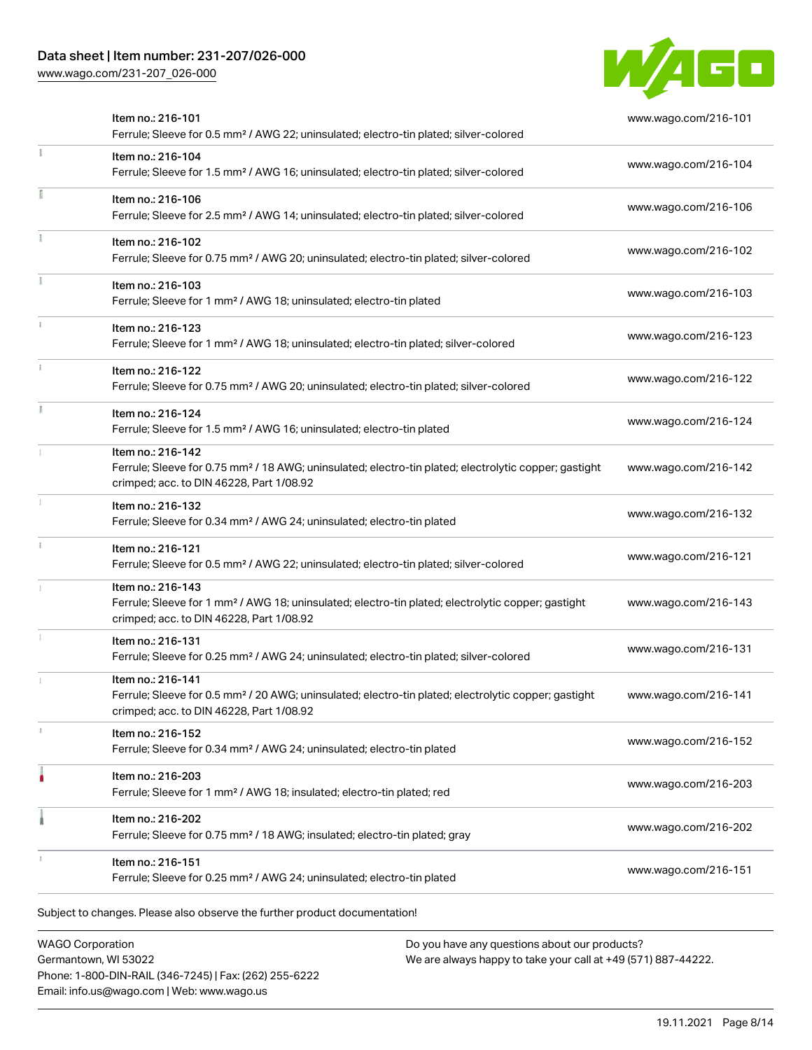| Item | Link |
| --- | --- |
| Item no.: 216-101<br>Ferrule; Sleeve for 0.5 mm² / AWG 22; uninsulated; electro-tin plated; silver-colored | www.wago.com/216-101 |
| Item no.: 216-104<br>Ferrule; Sleeve for 1.5 mm² / AWG 16; uninsulated; electro-tin plated; silver-colored | www.wago.com/216-104 |
| Item no.: 216-106<br>Ferrule; Sleeve for 2.5 mm² / AWG 14; uninsulated; electro-tin plated; silver-colored | www.wago.com/216-106 |
| Item no.: 216-102<br>Ferrule; Sleeve for 0.75 mm² / AWG 20; uninsulated; electro-tin plated; silver-colored | www.wago.com/216-102 |
| Item no.: 216-103<br>Ferrule; Sleeve for 1 mm² / AWG 18; uninsulated; electro-tin plated | www.wago.com/216-103 |
| Item no.: 216-123<br>Ferrule; Sleeve for 1 mm² / AWG 18; uninsulated; electro-tin plated; silver-colored | www.wago.com/216-123 |
| Item no.: 216-122<br>Ferrule; Sleeve for 0.75 mm² / AWG 20; uninsulated; electro-tin plated; silver-colored | www.wago.com/216-122 |
| Item no.: 216-124<br>Ferrule; Sleeve for 1.5 mm² / AWG 16; uninsulated; electro-tin plated | www.wago.com/216-124 |
| Item no.: 216-142<br>Ferrule; Sleeve for 0.75 mm² / 18 AWG; uninsulated; electro-tin plated; electrolytic copper; gastight crimped; acc. to DIN 46228, Part 1/08.92 | www.wago.com/216-142 |
| Item no.: 216-132<br>Ferrule; Sleeve for 0.34 mm² / AWG 24; uninsulated; electro-tin plated | www.wago.com/216-132 |
| Item no.: 216-121<br>Ferrule; Sleeve for 0.5 mm² / AWG 22; uninsulated; electro-tin plated; silver-colored | www.wago.com/216-121 |
| Item no.: 216-143<br>Ferrule; Sleeve for 1 mm² / AWG 18; uninsulated; electro-tin plated; electrolytic copper; gastight crimped; acc. to DIN 46228, Part 1/08.92 | www.wago.com/216-143 |
| Item no.: 216-131<br>Ferrule; Sleeve for 0.25 mm² / AWG 24; uninsulated; electro-tin plated; silver-colored | www.wago.com/216-131 |
| Item no.: 216-141<br>Ferrule; Sleeve for 0.5 mm² / 20 AWG; uninsulated; electro-tin plated; electrolytic copper; gastight crimped; acc. to DIN 46228, Part 1/08.92 | www.wago.com/216-141 |
| Item no.: 216-152<br>Ferrule; Sleeve for 0.34 mm² / AWG 24; uninsulated; electro-tin plated | www.wago.com/216-152 |
| Item no.: 216-203<br>Ferrule; Sleeve for 1 mm² / AWG 18; insulated; electro-tin plated; red | www.wago.com/216-203 |
| Item no.: 216-202<br>Ferrule; Sleeve for 0.75 mm² / 18 AWG; insulated; electro-tin plated; gray | www.wago.com/216-202 |
| Item no.: 216-151<br>Ferrule; Sleeve for 0.25 mm² / AWG 24; uninsulated; electro-tin plated | www.wago.com/216-151 |

Subject to changes. Please also observe the further product documentation!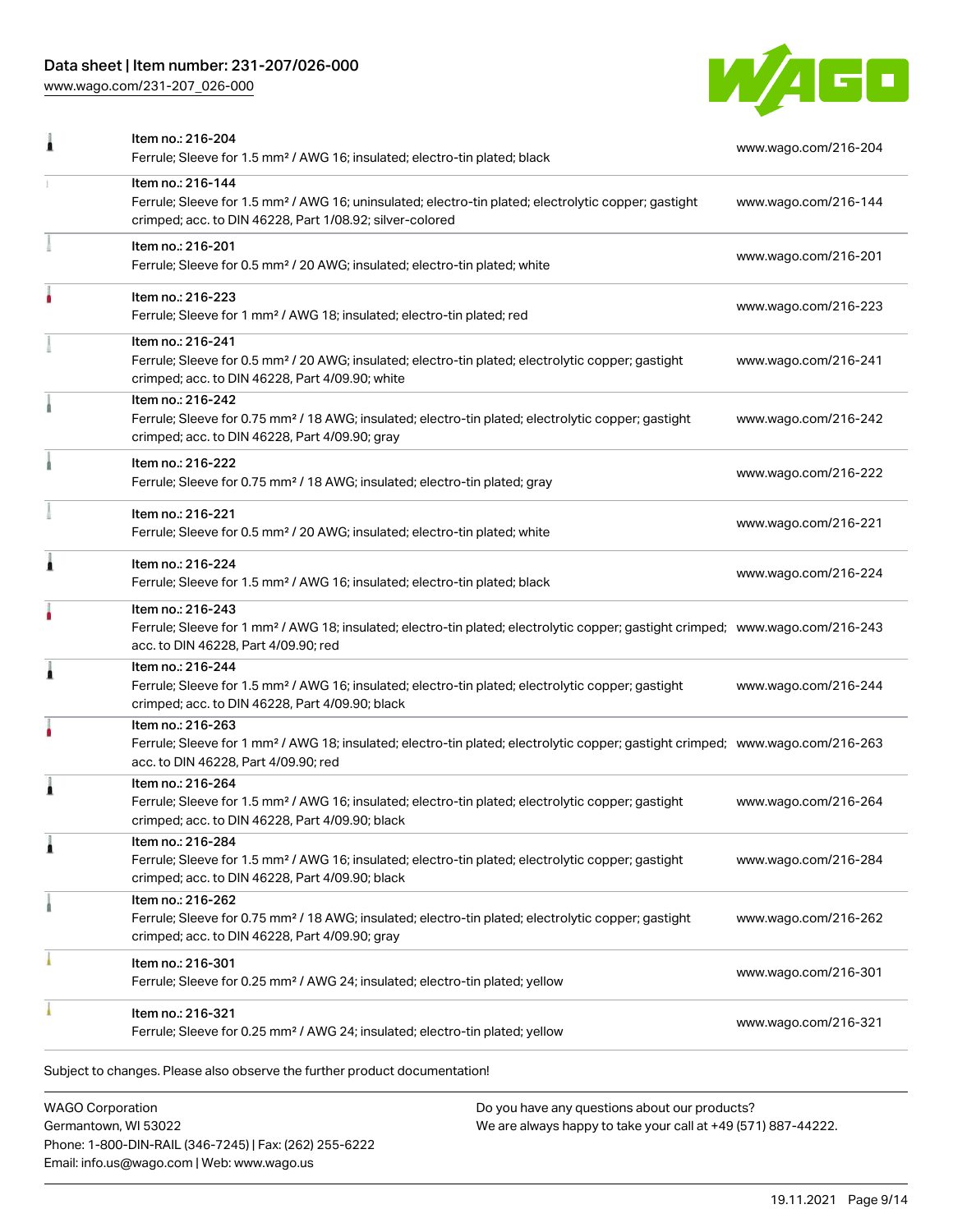| Item | URL |
| --- | --- |
| Item no.: 216-204<br>Ferrule; Sleeve for 1.5 mm² / AWG 16; insulated; electro-tin plated; black | www.wago.com/216-204 |
| Item no.: 216-144<br>Ferrule; Sleeve for 1.5 mm² / AWG 16; uninsulated; electro-tin plated; electrolytic copper; gastight crimped; acc. to DIN 46228, Part 1/08.92; silver-colored | www.wago.com/216-144 |
| Item no.: 216-201<br>Ferrule; Sleeve for 0.5 mm² / 20 AWG; insulated; electro-tin plated; white | www.wago.com/216-201 |
| Item no.: 216-223<br>Ferrule; Sleeve for 1 mm² / AWG 18; insulated; electro-tin plated; red | www.wago.com/216-223 |
| Item no.: 216-241<br>Ferrule; Sleeve for 0.5 mm² / 20 AWG; insulated; electro-tin plated; electrolytic copper; gastight crimped; acc. to DIN 46228, Part 4/09.90; white | www.wago.com/216-241 |
| Item no.: 216-242<br>Ferrule; Sleeve for 0.75 mm² / 18 AWG; insulated; electro-tin plated; electrolytic copper; gastight crimped; acc. to DIN 46228, Part 4/09.90; gray | www.wago.com/216-242 |
| Item no.: 216-222<br>Ferrule; Sleeve for 0.75 mm² / 18 AWG; insulated; electro-tin plated; gray | www.wago.com/216-222 |
| Item no.: 216-221<br>Ferrule; Sleeve for 0.5 mm² / 20 AWG; insulated; electro-tin plated; white | www.wago.com/216-221 |
| Item no.: 216-224<br>Ferrule; Sleeve for 1.5 mm² / AWG 16; insulated; electro-tin plated; black | www.wago.com/216-224 |
| Item no.: 216-243<br>Ferrule; Sleeve for 1 mm² / AWG 18; insulated; electro-tin plated; electrolytic copper; gastight crimped; acc. to DIN 46228, Part 4/09.90; red | www.wago.com/216-243 |
| Item no.: 216-244<br>Ferrule; Sleeve for 1.5 mm² / AWG 16; insulated; electro-tin plated; electrolytic copper; gastight crimped; acc. to DIN 46228, Part 4/09.90; black | www.wago.com/216-244 |
| Item no.: 216-263<br>Ferrule; Sleeve for 1 mm² / AWG 18; insulated; electro-tin plated; electrolytic copper; gastight crimped; acc. to DIN 46228, Part 4/09.90; red | www.wago.com/216-263 |
| Item no.: 216-264<br>Ferrule; Sleeve for 1.5 mm² / AWG 16; insulated; electro-tin plated; electrolytic copper; gastight crimped; acc. to DIN 46228, Part 4/09.90; black | www.wago.com/216-264 |
| Item no.: 216-284<br>Ferrule; Sleeve for 1.5 mm² / AWG 16; insulated; electro-tin plated; electrolytic copper; gastight crimped; acc. to DIN 46228, Part 4/09.90; black | www.wago.com/216-284 |
| Item no.: 216-262<br>Ferrule; Sleeve for 0.75 mm² / 18 AWG; insulated; electro-tin plated; electrolytic copper; gastight crimped; acc. to DIN 46228, Part 4/09.90; gray | www.wago.com/216-262 |
| Item no.: 216-301<br>Ferrule; Sleeve for 0.25 mm² / AWG 24; insulated; electro-tin plated; yellow | www.wago.com/216-301 |
| Item no.: 216-321<br>Ferrule; Sleeve for 0.25 mm² / AWG 24; insulated; electro-tin plated; yellow | www.wago.com/216-321 |

Subject to changes. Please also observe the further product documentation!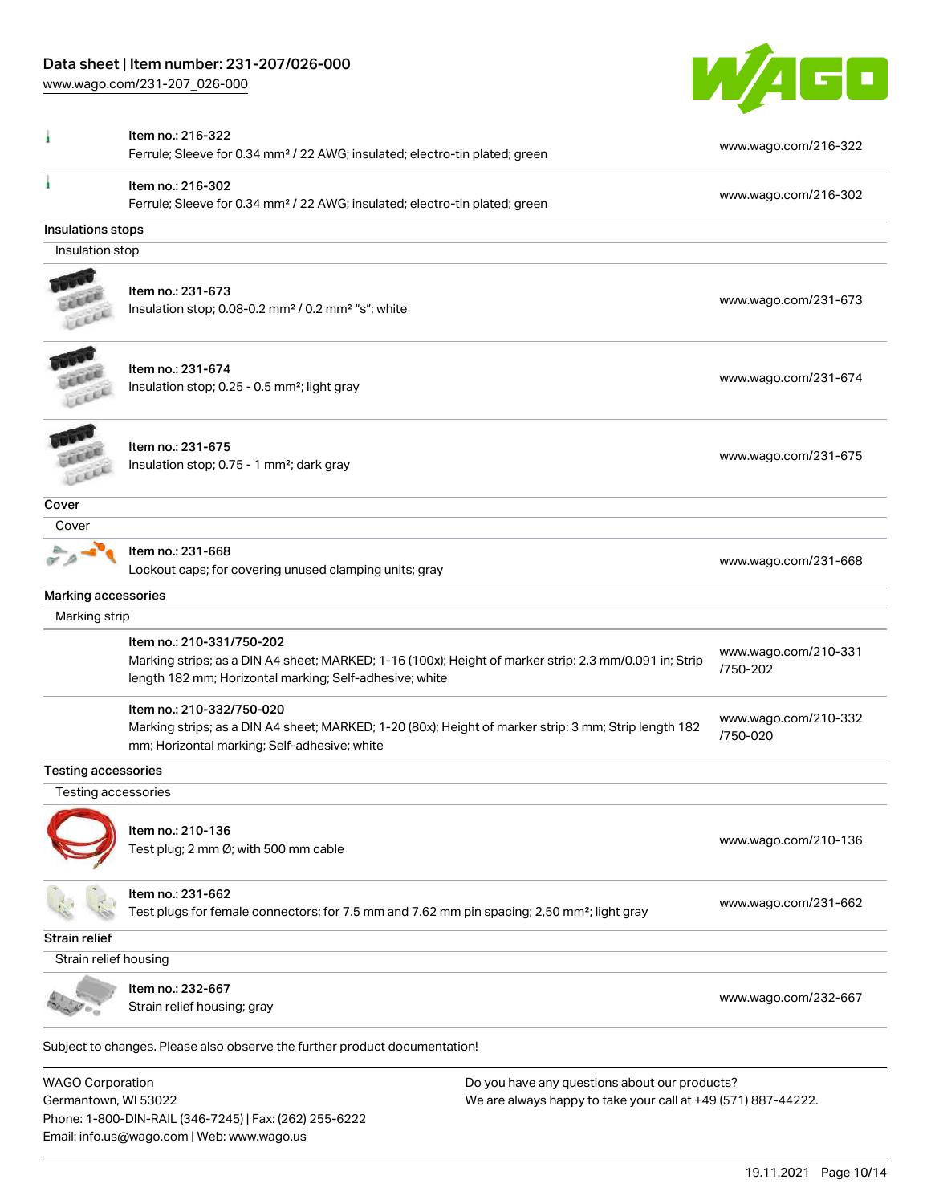| | | |
|---|---|---|
| | Item no.: 216-322<br>Ferrule; Sleeve for 0.34 mm² / 22 AWG; insulated; electro-tin plated; green | www.wago.com/216-322 |
| | Item no.: 216-302<br>Ferrule; Sleeve for 0.34 mm² / 22 AWG; insulated; electro-tin plated; green | www.wago.com/216-302 |

**Insulations stops**

Insulation stop

| | | |
|---|---|---|
| | Item no.: 231-673<br>Insulation stop; 0.08-0.2 mm² / 0.2 mm² "s"; white | www.wago.com/231-673 |
| | Item no.: 231-674<br>Insulation stop; 0.25 - 0.5 mm²; light gray | www.wago.com/231-674 |
| | Item no.: 231-675<br>Insulation stop; 0.75 - 1 mm²; dark gray | www.wago.com/231-675 |

**Cover**

Cover

| | | |
|---|---|---|
| | Item no.: 231-668<br>Lockout caps; for covering unused clamping units; gray | www.wago.com/231-668 |

**Marking accessories**

Marking strip

| | | |
|---|---|---|
| | Item no.: 210-331/750-202<br>Marking strips; as a DIN A4 sheet; MARKED; 1-16 (100x); Height of marker strip: 2.3 mm/0.091 in; Strip length 182 mm; Horizontal marking; Self-adhesive; white | www.wago.com/210-331/750-202 |
| | Item no.: 210-332/750-020<br>Marking strips; as a DIN A4 sheet; MARKED; 1-20 (80x); Height of marker strip: 3 mm; Strip length 182 mm; Horizontal marking; Self-adhesive; white | www.wago.com/210-332/750-020 |

**Testing accessories**

Testing accessories

| | | |
|---|---|---|
| | Item no.: 210-136<br>Test plug; 2 mm Ø; with 500 mm cable | www.wago.com/210-136 |
| | Item no.: 231-662<br>Test plugs for female connectors; for 7.5 mm and 7.62 mm pin spacing; 2,50 mm²; light gray | www.wago.com/231-662 |

**Strain relief**

Strain relief housing

| | | |
|---|---|---|
| | Item no.: 232-667<br>Strain relief housing; gray | www.wago.com/232-667 |

Subject to changes. Please also observe the further product documentation!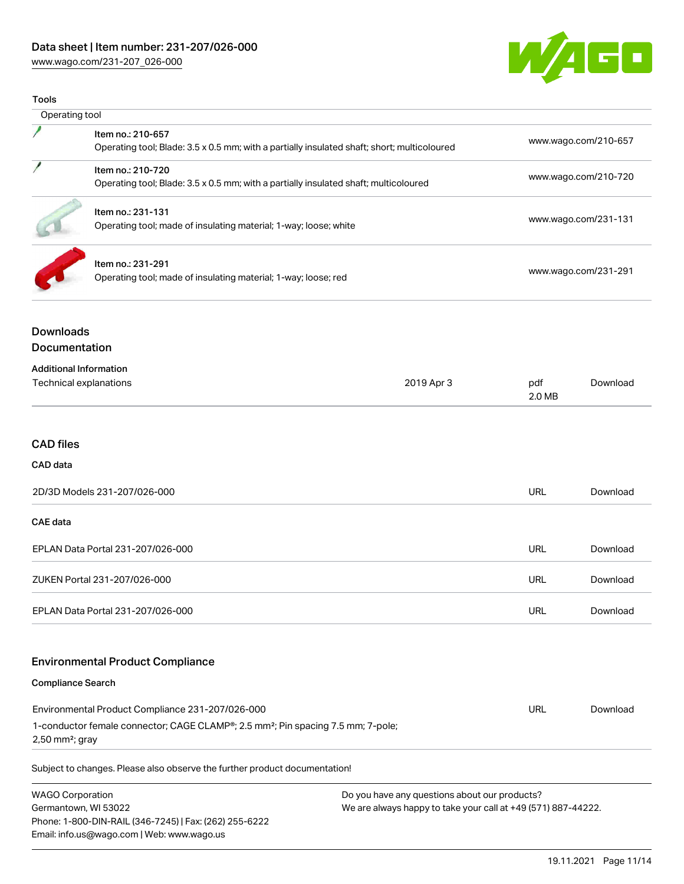# Data sheet | Item number: 231-207/026-000

www.wago.com/231-207_026-000

## Tools

| Operating tool | | |
|---|---|---|
| | Item no.: 210-657<br>Operating tool; Blade: 3.5 x 0.5 mm; with a partially insulated shaft; short; multicoloured | www.wago.com/210-657 |
| | Item no.: 210-720<br>Operating tool; Blade: 3.5 x 0.5 mm; with a partially insulated shaft; multicoloured | www.wago.com/210-720 |
| | Item no.: 231-131<br>Operating tool; made of insulating material; 1-way; loose; white | www.wago.com/231-131 |
| | Item no.: 231-291<br>Operating tool; made of insulating material; 1-way; loose; red | www.wago.com/231-291 |

## Downloads

## Documentation

### Additional Information

| Technical explanations | 2019 Apr 3 | pdf<br>2.0 MB | Download |
|---|---|---|---|

## CAD files

### CAD data

| 2D/3D Models 231-207/026-000 | URL | Download |
|---|---|---|

### CAE data

| EPLAN Data Portal 231-207/026-000 | URL | Download |
|---|---|---|
| ZUKEN Portal 231-207/026-000 | URL | Download |
| EPLAN Data Portal 231-207/026-000 | URL | Download |

## Environmental Product Compliance

### Compliance Search

| Environmental Product Compliance 231-207/026-000<br>1-conductor female connector; CAGE CLAMP®; 2.5 mm²; Pin spacing 7.5 mm; 7-pole; 2,50 mm²; gray | URL | Download |
|---|---|---|

Subject to changes. Please also observe the further product documentation!

WAGO Corporation
Germantown, WI 53022
Phone: 1-800-DIN-RAIL (346-7245) | Fax: (262) 255-6222
Email: info.us@wago.com | Web: www.wago.us

Do you have any questions about our products?
We are always happy to take your call at +49 (571) 887-44222.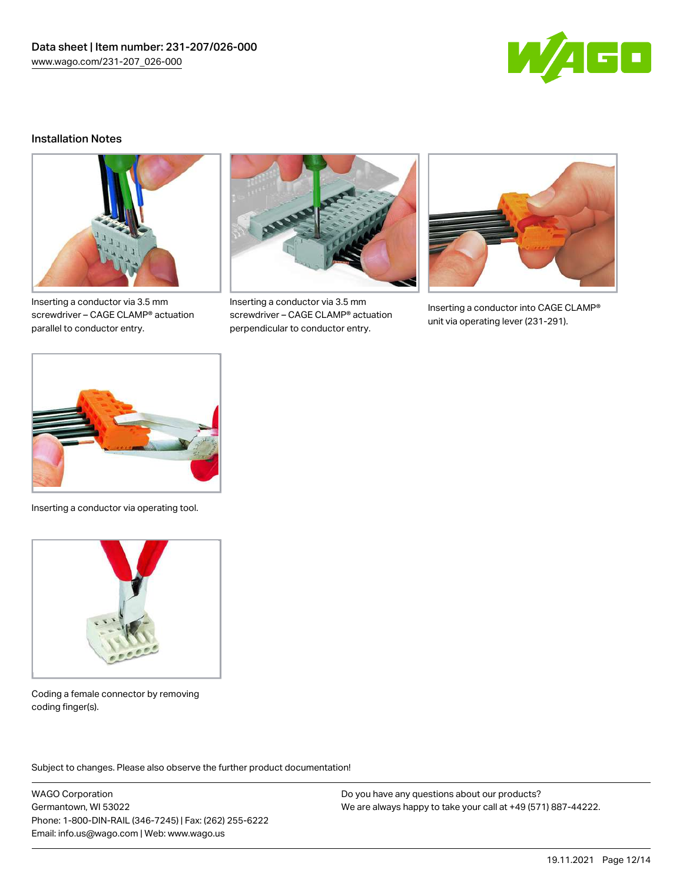## Installation Notes

Inserting a conductor via 3.5 mm screwdriver – CAGE CLAMP® actuation parallel to conductor entry.

Inserting a conductor via 3.5 mm screwdriver – CAGE CLAMP® actuation perpendicular to conductor entry.

Inserting a conductor into CAGE CLAMP® unit via operating lever (231-291).

Inserting a conductor via operating tool.

Coding a female connector by removing coding finger(s).

Subject to changes. Please also observe the further product documentation!

WAGO Corporation
Germantown, WI 53022
Phone: 1-800-DIN-RAIL (346-7245) | Fax: (262) 255-6222
Email: info.us@wago.com | Web: www.wago.us

Do you have any questions about our products?
We are always happy to take your call at +49 (571) 887-44222.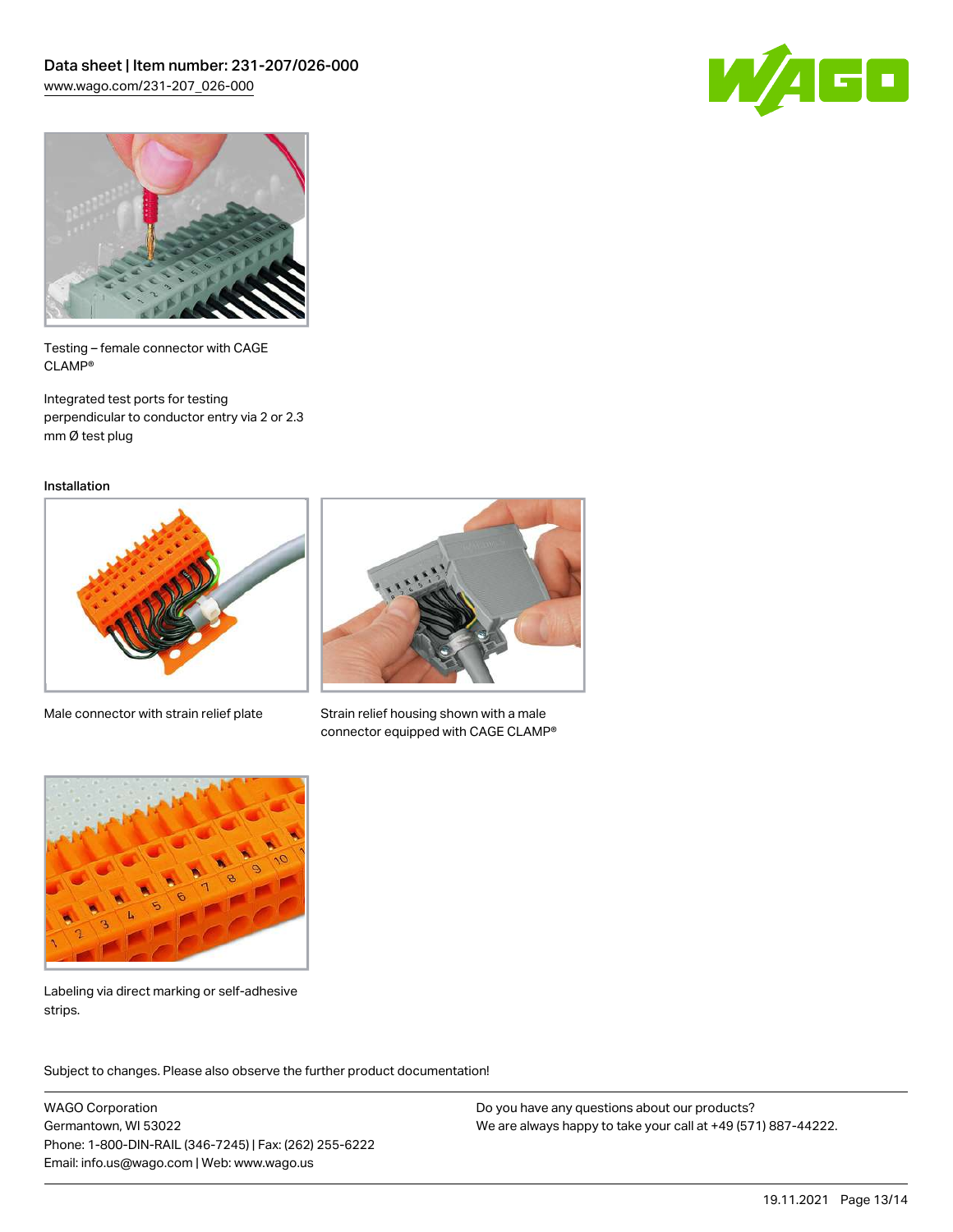Testing – female connector with CAGE CLAMP®

Integrated test ports for testing perpendicular to conductor entry via 2 or 2.3 mm Ø test plug

Installation

Male connector with strain relief plate

Strain relief housing shown with a male connector equipped with CAGE CLAMP®

Labeling via direct marking or self-adhesive strips.

Subject to changes. Please also observe the further product documentation!

WAGO Corporation
Germantown, WI 53022
Phone: 1-800-DIN-RAIL (346-7245) | Fax: (262) 255-6222
Email: info.us@wago.com | Web: www.wago.us

Do you have any questions about our products?
We are always happy to take your call at +49 (571) 887-44222.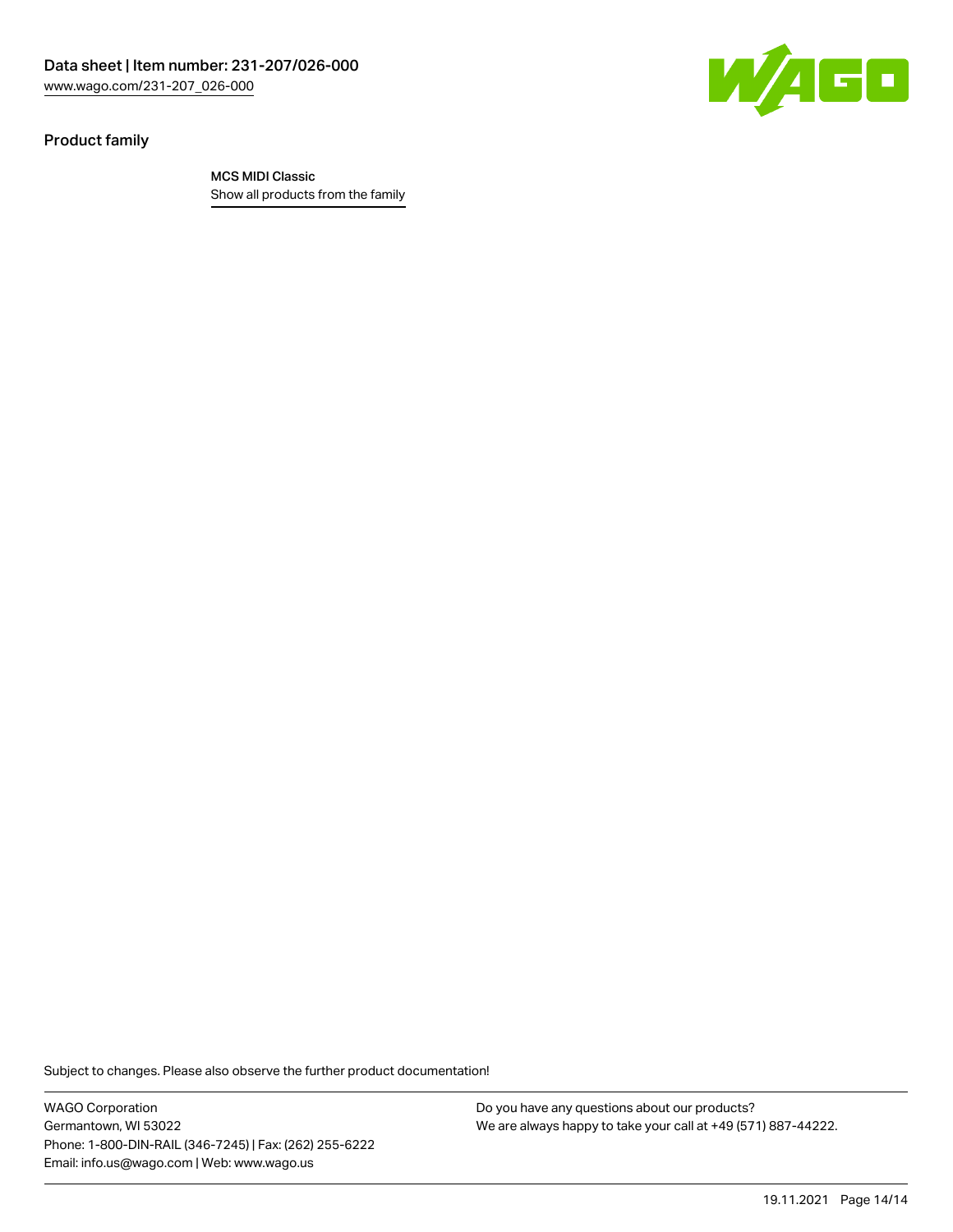## Product family

MCS MIDI Classic
Show all products from the family

Subject to changes. Please also observe the further product documentation!

WAGO Corporation
Germantown, WI 53022
Phone: 1-800-DIN-RAIL (346-7245) | Fax: (262) 255-6222
Email: info.us@wago.com | Web: www.wago.us

Do you have any questions about our products?
We are always happy to take your call at +49 (571) 887-44222.